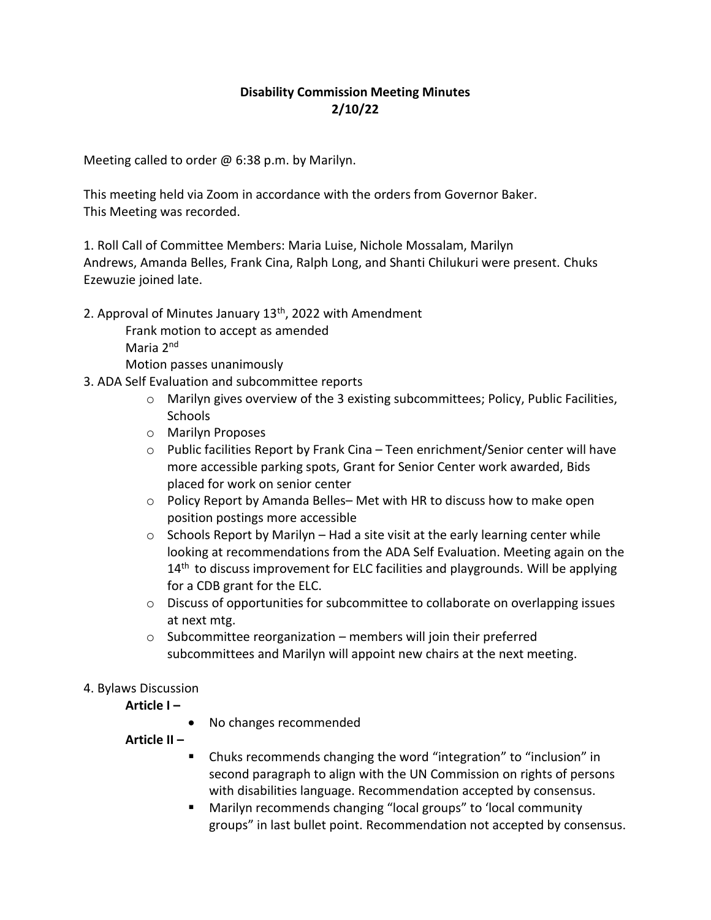**Disability Commission Meeting Minutes**
**2/10/22**

Meeting called to order @ 6:38 p.m. by Marilyn.

This meeting held via Zoom in accordance with the orders from Governor Baker.
This Meeting was recorded.

1. Roll Call of Committee Members: Maria Luise, Nichole Mossalam, Marilyn Andrews, Amanda Belles, Frank Cina, Ralph Long, and Shanti Chilukuri were present. Chuks Ezewuzie joined late.

2. Approval of Minutes January 13th, 2022 with Amendment
   Frank motion to accept as amended
   Maria 2nd
   Motion passes unanimously
3. ADA Self Evaluation and subcommittee reports
   - Marilyn gives overview of the 3 existing subcommittees; Policy, Public Facilities, Schools
   - Marilyn Proposes
   - Public facilities Report by Frank Cina – Teen enrichment/Senior center will have more accessible parking spots, Grant for Senior Center work awarded, Bids placed for work on senior center
   - Policy Report by Amanda Belles– Met with HR to discuss how to make open position postings more accessible
   - Schools Report by Marilyn – Had a site visit at the early learning center while looking at recommendations from the ADA Self Evaluation. Meeting again on the 14th to discuss improvement for ELC facilities and playgrounds. Will be applying for a CDB grant for the ELC.
   - Discuss of opportunities for subcommittee to collaborate on overlapping issues at next mtg.
   - Subcommittee reorganization – members will join their preferred subcommittees and Marilyn will appoint new chairs at the next meeting.

4. Bylaws Discussion

   **Article I –**
   - No changes recommended

   **Article II –**
   - Chuks recommends changing the word "integration" to "inclusion" in second paragraph to align with the UN Commission on rights of persons with disabilities language. Recommendation accepted by consensus.
   - Marilyn recommends changing "local groups" to 'local community groups" in last bullet point. Recommendation not accepted by consensus.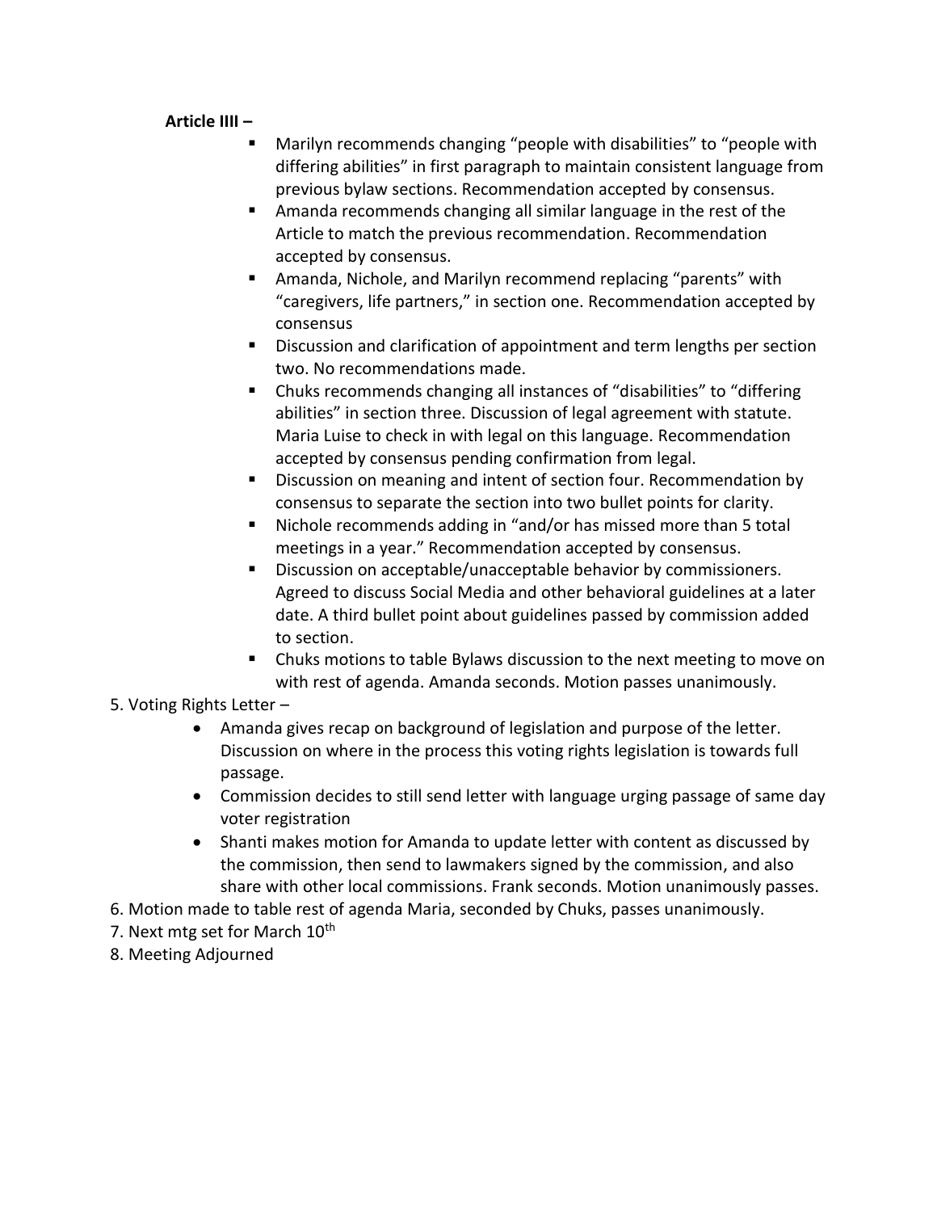**Article IIII –**

- Marilyn recommends changing "people with disabilities" to "people with differing abilities" in first paragraph to maintain consistent language from previous bylaw sections. Recommendation accepted by consensus.
- Amanda recommends changing all similar language in the rest of the Article to match the previous recommendation. Recommendation accepted by consensus.
- Amanda, Nichole, and Marilyn recommend replacing "parents" with "caregivers, life partners," in section one. Recommendation accepted by consensus
- Discussion and clarification of appointment and term lengths per section two. No recommendations made.
- Chuks recommends changing all instances of "disabilities" to "differing abilities" in section three. Discussion of legal agreement with statute. Maria Luise to check in with legal on this language. Recommendation accepted by consensus pending confirmation from legal.
- Discussion on meaning and intent of section four. Recommendation by consensus to separate the section into two bullet points for clarity.
- Nichole recommends adding in "and/or has missed more than 5 total meetings in a year." Recommendation accepted by consensus.
- Discussion on acceptable/unacceptable behavior by commissioners. Agreed to discuss Social Media and other behavioral guidelines at a later date. A third bullet point about guidelines passed by commission added to section.
- Chuks motions to table Bylaws discussion to the next meeting to move on with rest of agenda. Amanda seconds. Motion passes unanimously.

5. Voting Rights Letter –
   - Amanda gives recap on background of legislation and purpose of the letter. Discussion on where in the process this voting rights legislation is towards full passage.
   - Commission decides to still send letter with language urging passage of same day voter registration
   - Shanti makes motion for Amanda to update letter with content as discussed by the commission, then send to lawmakers signed by the commission, and also share with other local commissions. Frank seconds. Motion unanimously passes.
6. Motion made to table rest of agenda Maria, seconded by Chuks, passes unanimously.
7. Next mtg set for March 10th
8. Meeting Adjourned